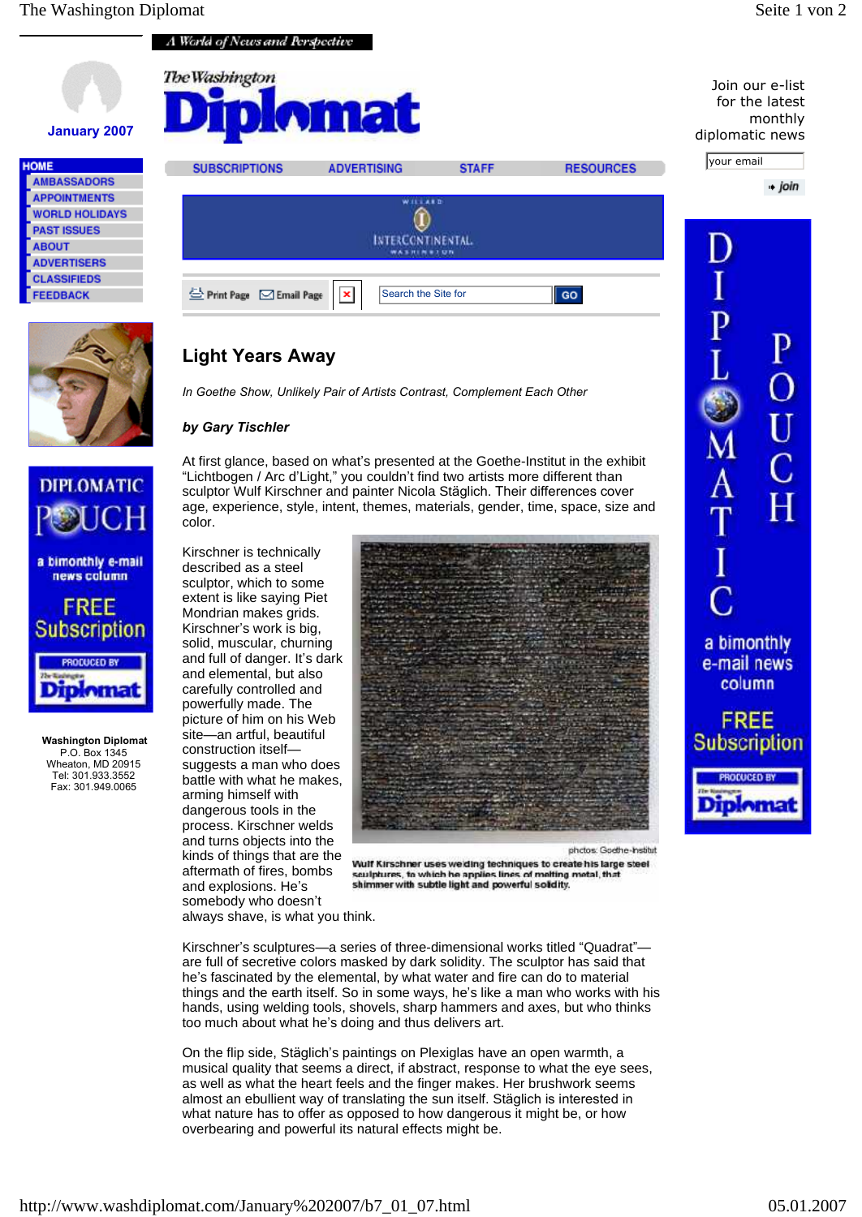A World of News and Perspective

January 2007

# The Washington Diplomat

Join our e-list for the latest monthly diplomatic news

your email

join

- HOME
- AMBASSADORS
- APPOINTMENTS
- WORLD HOLIDAYS
- PAST ISSUES
- ABOUT
- ADVERTISERS
- CLASSIFIEDS
- FEEDBACK

SUBSCRIPTIONS ADVERTISING STAFF RESOURCES

Print Page Email Page

Search the Site for GO

DIPLOMATIC POUCH
a bimonthly e-mail news column
FREE Subscription
PRODUCED BY The Washington Diplomat

**Washington Diplomat**
P.O. Box 1345
Wheaton, MD 20915
Tel: 301.933.3552
Fax: 301.949.0065

## Light Years Away

*In Goethe Show, Unlikely Pair of Artists Contrast, Complement Each Other*

***by Gary Tischler***

At first glance, based on what's presented at the Goethe-Institut in the exhibit "Lichtbogen / Arc d'Light," you couldn't find two artists more different than sculptor Wulf Kirschner and painter Nicola Stäglich. Their differences cover age, experience, style, intent, themes, materials, gender, time, space, size and color.

Kirschner is technically described as a steel sculptor, which to some extent is like saying Piet Mondrian makes grids. Kirschner's work is big, solid, muscular, churning and full of danger. It's dark and elemental, but also carefully controlled and powerfully made. The picture of him on his Web site—an artful, beautiful construction itself—suggests a man who does battle with what he makes, arming himself with dangerous tools in the process. Kirschner welds and turns objects into the kinds of things that are the aftermath of fires, bombs and explosions. He's somebody who doesn't always shave, is what you think.

photos: Goethe-Institut

Wulf Kirschner uses welding techniques to create his large steel sculptures, to which he applies lines of melting metal, that shimmer with subtle light and powerful solidity.

Kirschner's sculptures—a series of three-dimensional works titled "Quadrat"—are full of secretive colors masked by dark solidity. The sculptor has said that he's fascinated by the elemental, by what water and fire can do to material things and the earth itself. So in some ways, he's like a man who works with his hands, using welding tools, shovels, sharp hammers and axes, but who thinks too much about what he's doing and thus delivers art.

On the flip side, Stäglich's paintings on Plexiglas have an open warmth, a musical quality that seems a direct, if abstract, response to what the eye sees, as well as what the heart feels and the finger makes. Her brushwork seems almost an ebullient way of translating the sun itself. Stäglich is interested in what nature has to offer as opposed to how dangerous it might be, or how overbearing and powerful its natural effects might be.

DIPLOMATIC POUCH
a bimonthly e-mail news column
FREE Subscription
PRODUCED BY The Washington Diplomat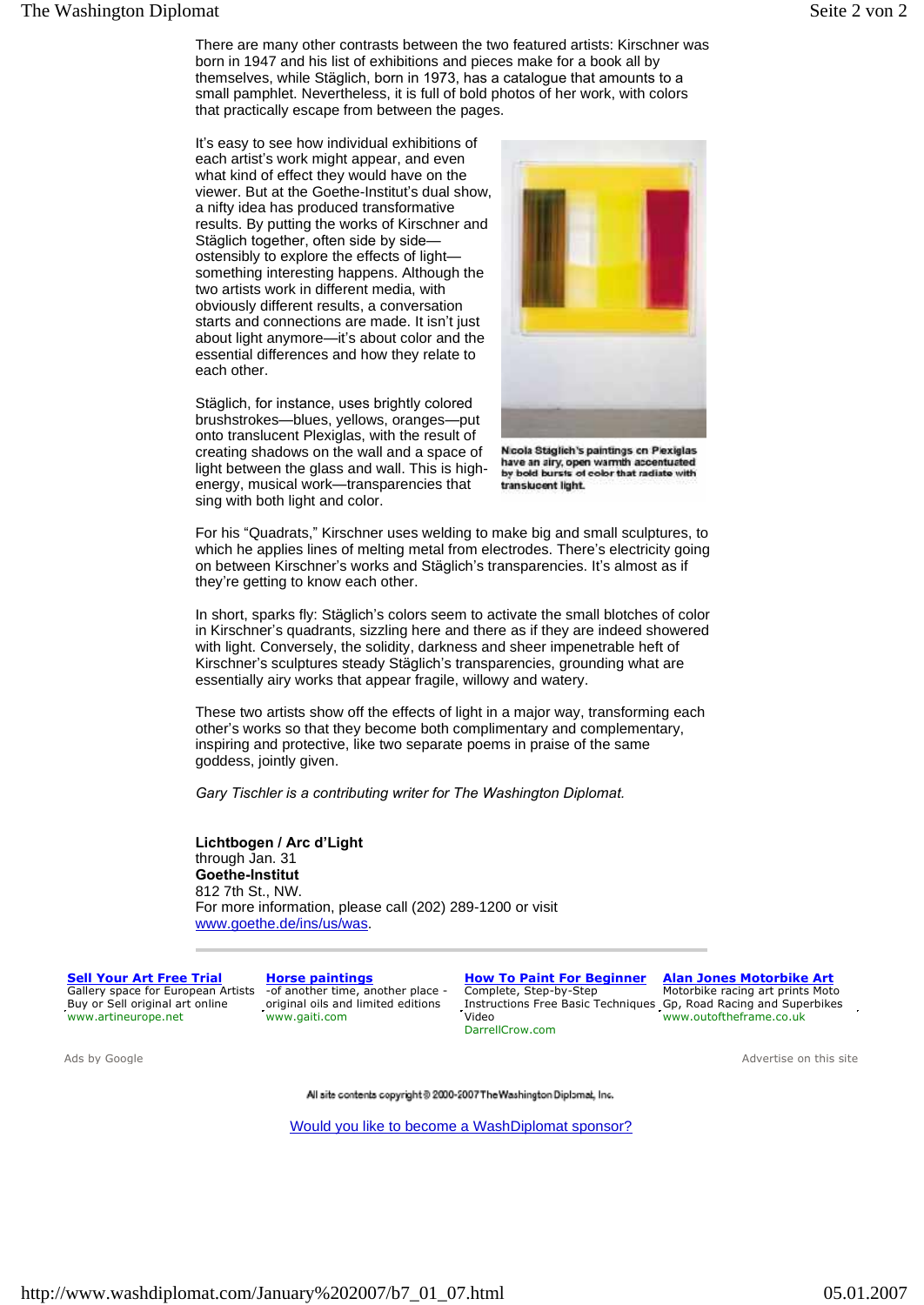There are many other contrasts between the two featured artists: Kirschner was born in 1947 and his list of exhibitions and pieces make for a book all by themselves, while Stäglich, born in 1973, has a catalogue that amounts to a small pamphlet. Nevertheless, it is full of bold photos of her work, with colors that practically escape from between the pages.

It's easy to see how individual exhibitions of each artist's work might appear, and even what kind of effect they would have on the viewer. But at the Goethe-Institut's dual show, a nifty idea has produced transformative results. By putting the works of Kirschner and Stäglich together, often side by side—ostensibly to explore the effects of light—something interesting happens. Although the two artists work in different media, with obviously different results, a conversation starts and connections are made. It isn't just about light anymore—it's about color and the essential differences and how they relate to each other.

Nicola Stäglich's paintings on Plexiglas have an airy, open warmth accentuated by bold bursts of color that radiate with translucent light.

Stäglich, for instance, uses brightly colored brushstrokes—blues, yellows, oranges—put onto translucent Plexiglas, with the result of creating shadows on the wall and a space of light between the glass and wall. This is high-energy, musical work—transparencies that sing with both light and color.

For his "Quadrats," Kirschner uses welding to make big and small sculptures, to which he applies lines of melting metal from electrodes. There's electricity going on between Kirschner's works and Stäglich's transparencies. It's almost as if they're getting to know each other.

In short, sparks fly: Stäglich's colors seem to activate the small blotches of color in Kirschner's quadrants, sizzling here and there as if they are indeed showered with light. Conversely, the solidity, darkness and sheer impenetrable heft of Kirschner's sculptures steady Stäglich's transparencies, grounding what are essentially airy works that appear fragile, willowy and watery.

These two artists show off the effects of light in a major way, transforming each other's works so that they become both complimentary and complementary, inspiring and protective, like two separate poems in praise of the same goddess, jointly given.

*Gary Tischler is a contributing writer for The Washington Diplomat.*

**Lichtbogen / Arc d'Light**
through Jan. 31
**Goethe-Institut**
812 7th St., NW.
For more information, please call (202) 289-1200 or visit www.goethe.de/ins/us/was.

**Sell Your Art Free Trial**
Gallery space for European Artists Buy or Sell original art online
www.artineurope.net

**Horse paintings**
-of another time, another place - original oils and limited editions
www.gaiti.com

**How To Paint For Beginner**
Complete, Step-by-Step Instructions Free Basic Techniques Video
DarrellCrow.com

**Alan Jones Motorbike Art**
Motorbike racing art prints Moto Gp, Road Racing and Superbikes
www.outoftheframe.co.uk

Ads by Google

Advertise on this site

All site contents copyright © 2000-2007 The Washington Diplomat, Inc.

Would you like to become a WashDiplomat sponsor?